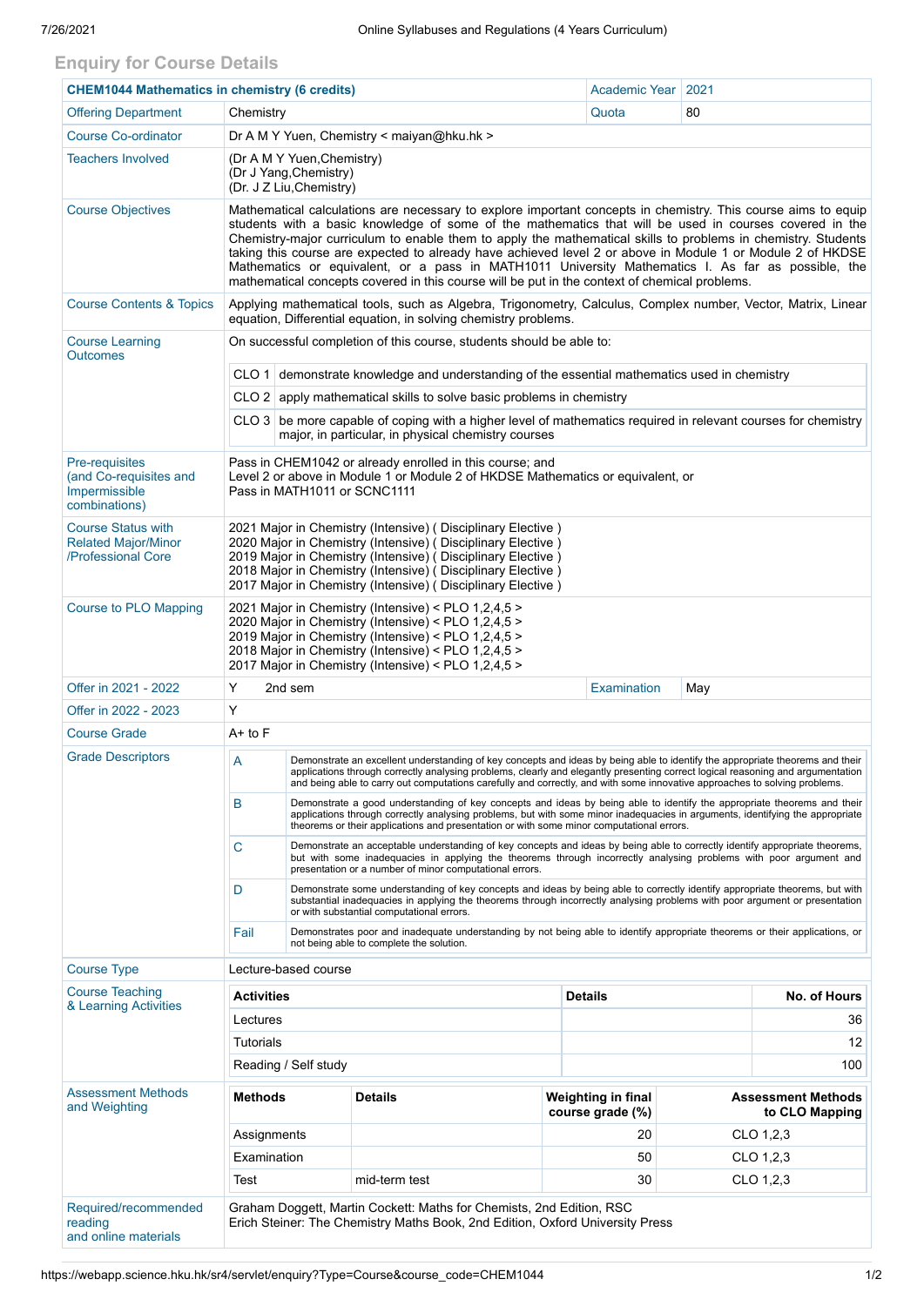## Enquiry for Course Details

| **CHEM1044 Mathematics in chemistry (6 credits)** | | Academic Year | 2021 |
|---|---|---|---|
| Offering Department | Chemistry | Quota | 80 |
| Course Co-ordinator | Dr A M Y Yuen, Chemistry < maiyan@hku.hk > | | |
| Teachers Involved | (Dr A M Y Yuen,Chemistry)<br>(Dr J Yang,Chemistry)<br>(Dr. J Z Liu,Chemistry) | | |
| Course Objectives | Mathematical calculations are necessary to explore important concepts in chemistry. This course aims to equip students with a basic knowledge of some of the mathematics that will be used in courses covered in the Chemistry-major curriculum to enable them to apply the mathematical skills to problems in chemistry. Students taking this course are expected to already have achieved level 2 or above in Module 1 or Module 2 of HKDSE Mathematics or equivalent, or a pass in MATH1011 University Mathematics I. As far as possible, the mathematical concepts covered in this course will be put in the context of chemical problems. | | |
| Course Contents & Topics | Applying mathematical tools, such as Algebra, Trigonometry, Calculus, Complex number, Vector, Matrix, Linear equation, Differential equation, in solving chemistry problems. | | |
| Course Learning Outcomes | On successful completion of this course, students should be able to:<br>CLO 1 demonstrate knowledge and understanding of the essential mathematics used in chemistry<br>CLO 2 apply mathematical skills to solve basic problems in chemistry<br>CLO 3 be more capable of coping with a higher level of mathematics required in relevant courses for chemistry major, in particular, in physical chemistry courses | | |
| Pre-requisites (and Co-requisites and Impermissible combinations) | Pass in CHEM1042 or already enrolled in this course; and<br>Level 2 or above in Module 1 or Module 2 of HKDSE Mathematics or equivalent, or<br>Pass in MATH1011 or SCNC1111 | | |
| Course Status with Related Major/Minor /Professional Core | 2021 Major in Chemistry (Intensive) ( Disciplinary Elective )<br>2020 Major in Chemistry (Intensive) ( Disciplinary Elective )<br>2019 Major in Chemistry (Intensive) ( Disciplinary Elective )<br>2018 Major in Chemistry (Intensive) ( Disciplinary Elective )<br>2017 Major in Chemistry (Intensive) ( Disciplinary Elective ) | | |
| Course to PLO Mapping | 2021 Major in Chemistry (Intensive) < PLO 1,2,4,5 ><br>2020 Major in Chemistry (Intensive) < PLO 1,2,4,5 ><br>2019 Major in Chemistry (Intensive) < PLO 1,2,4,5 ><br>2018 Major in Chemistry (Intensive) < PLO 1,2,4,5 ><br>2017 Major in Chemistry (Intensive) < PLO 1,2,4,5 > | | |
| Offer in 2021 - 2022 | Y 2nd sem | Examination | May |
| Offer in 2022 - 2023 | Y | | |
| Course Grade | A+ to F | | |

**Grade Descriptors**

| Grade | Descriptor |
|---|---|
| A | Demonstrate an excellent understanding of key concepts and ideas by being able to identify the appropriate theorems and their applications through correctly analysing problems, clearly and elegantly presenting correct logical reasoning and argumentation and being able to carry out computations carefully and correctly, and with some innovative approaches to solving problems. |
| B | Demonstrate a good understanding of key concepts and ideas by being able to identify the appropriate theorems and their applications through correctly analysing problems, but with some minor inadequacies in arguments, identifying the appropriate theorems or their applications and presentation or with some minor computational errors. |
| C | Demonstrate an acceptable understanding of key concepts and ideas by being able to correctly identify appropriate theorems, but with some inadequacies in applying the theorems through incorrectly analysing problems with poor argument and presentation or a number of minor computational errors. |
| D | Demonstrate some understanding of key concepts and ideas by being able to correctly identify appropriate theorems, but with substantial inadequacies in applying the theorems through incorrectly analysing problems with poor argument or presentation or with substantial computational errors. |
| Fail | Demonstrates poor and inadequate understanding by not being able to identify appropriate theorems or their applications, or not being able to complete the solution. |

**Course Type:** Lecture-based course

**Course Teaching & Learning Activities**

| Activities | Details | No. of Hours |
|---|---|---|
| Lectures | | 36 |
| Tutorials | | 12 |
| Reading / Self study | | 100 |

**Assessment Methods and Weighting**

| Methods | Details | Weighting in final course grade (%) | Assessment Methods to CLO Mapping |
|---|---|---|---|
| Assignments | | 20 | CLO 1,2,3 |
| Examination | | 50 | CLO 1,2,3 |
| Test | mid-term test | 30 | CLO 1,2,3 |

**Required/recommended reading and online materials**

Graham Doggett, Martin Cockett: Maths for Chemists, 2nd Edition, RSC
Erich Steiner: The Chemistry Maths Book, 2nd Edition, Oxford University Press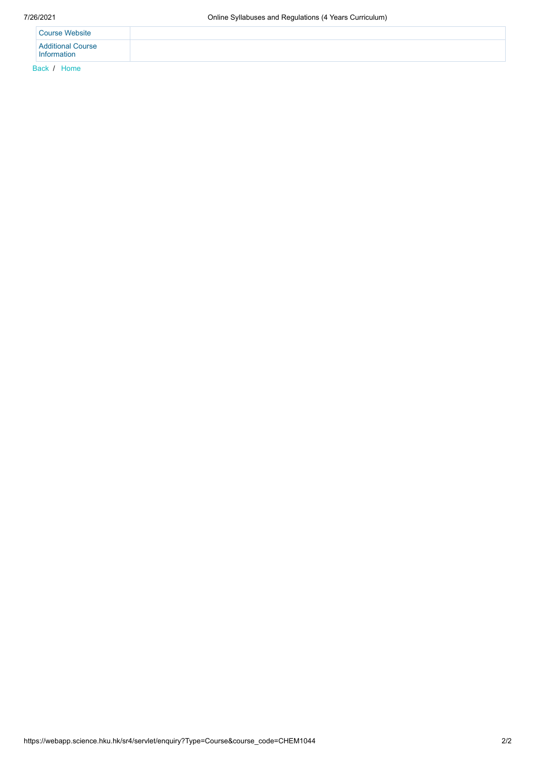| | |
|---|---|
| Course Website | |
| Additional Course Information | |

Back / Home